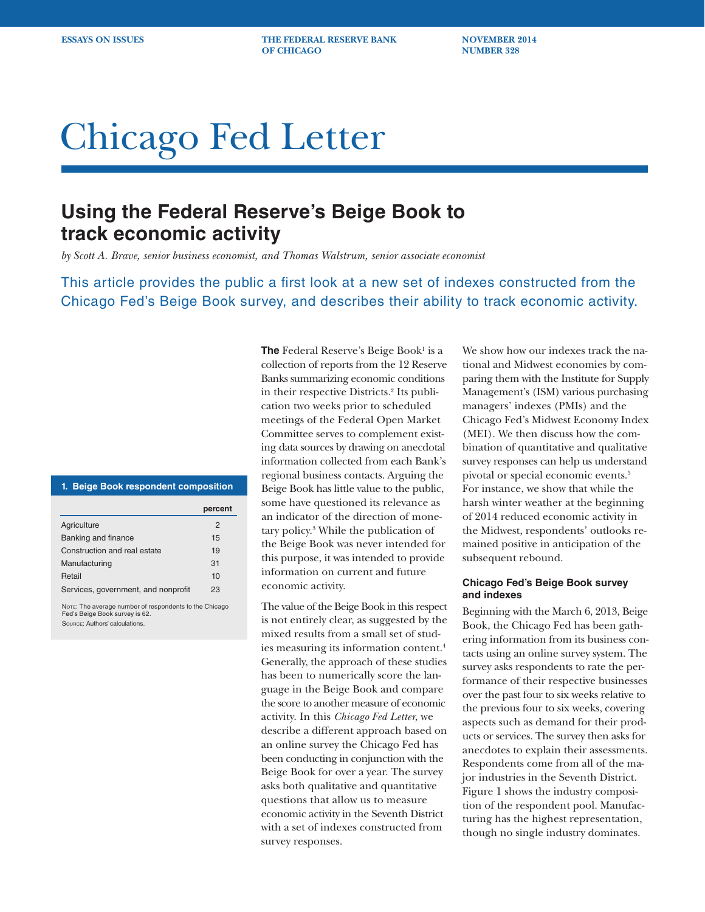ESSAYS ON ISSUES | THE FEDERAL RESERVE BANK OF CHICAGO | NOVEMBER 2014 NUMBER 328

# Chicago Fed Letter

## Using the Federal Reserve's Beige Book to track economic activity

*by Scott A. Brave, senior business economist, and Thomas Walstrum, senior associate economist*

This article provides the public a first look at a new set of indexes constructed from the Chicago Fed's Beige Book survey, and describes their ability to track economic activity.

**The** Federal Reserve's Beige Book[1] is a collection of reports from the 12 Reserve Banks summarizing economic conditions in their respective Districts.[2] Its publication two weeks prior to scheduled meetings of the Federal Open Market Committee serves to complement existing data sources by drawing on anecdotal information collected from each Bank's regional business contacts. Arguing the Beige Book has little value to the public, some have questioned its relevance as an indicator of the direction of monetary policy.[3] While the publication of the Beige Book was never intended for this purpose, it was intended to provide information on current and future economic activity.

The value of the Beige Book in this respect is not entirely clear, as suggested by the mixed results from a small set of studies measuring its information content.[4] Generally, the approach of these studies has been to numerically score the language in the Beige Book and compare the score to another measure of economic activity. In this *Chicago Fed Letter*, we describe a different approach based on an online survey the Chicago Fed has been conducting in conjunction with the Beige Book for over a year. The survey asks both qualitative and quantitative questions that allow us to measure economic activity in the Seventh District with a set of indexes constructed from survey responses.

We show how our indexes track the national and Midwest economies by comparing them with the Institute for Supply Management's (ISM) various purchasing managers' indexes (PMIs) and the Chicago Fed's Midwest Economy Index (MEI). We then discuss how the combination of quantitative and qualitative survey responses can help us understand pivotal or special economic events.[5] For instance, we show that while the harsh winter weather at the beginning of 2014 reduced economic activity in the Midwest, respondents' outlooks remained positive in anticipation of the subsequent rebound.

### Chicago Fed's Beige Book survey and indexes

Beginning with the March 6, 2013, Beige Book, the Chicago Fed has been gathering information from its business contacts using an online survey system. The survey asks respondents to rate the performance of their respective businesses over the past four to six weeks relative to the previous four to six weeks, covering aspects such as demand for their products or services. The survey then asks for anecdotes to explain their assessments. Respondents come from all of the major industries in the Seventh District. Figure 1 shows the industry composition of the respondent pool. Manufacturing has the highest representation, though no single industry dominates.

**1. Beige Book respondent composition**

| | percent |
|---|---|
| Agriculture | 2 |
| Banking and finance | 15 |
| Construction and real estate | 19 |
| Manufacturing | 31 |
| Retail | 10 |
| Services, government, and nonprofit | 23 |

Note: The average number of respondents to the Chicago Fed's Beige Book survey is 62.
Source: Authors' calculations.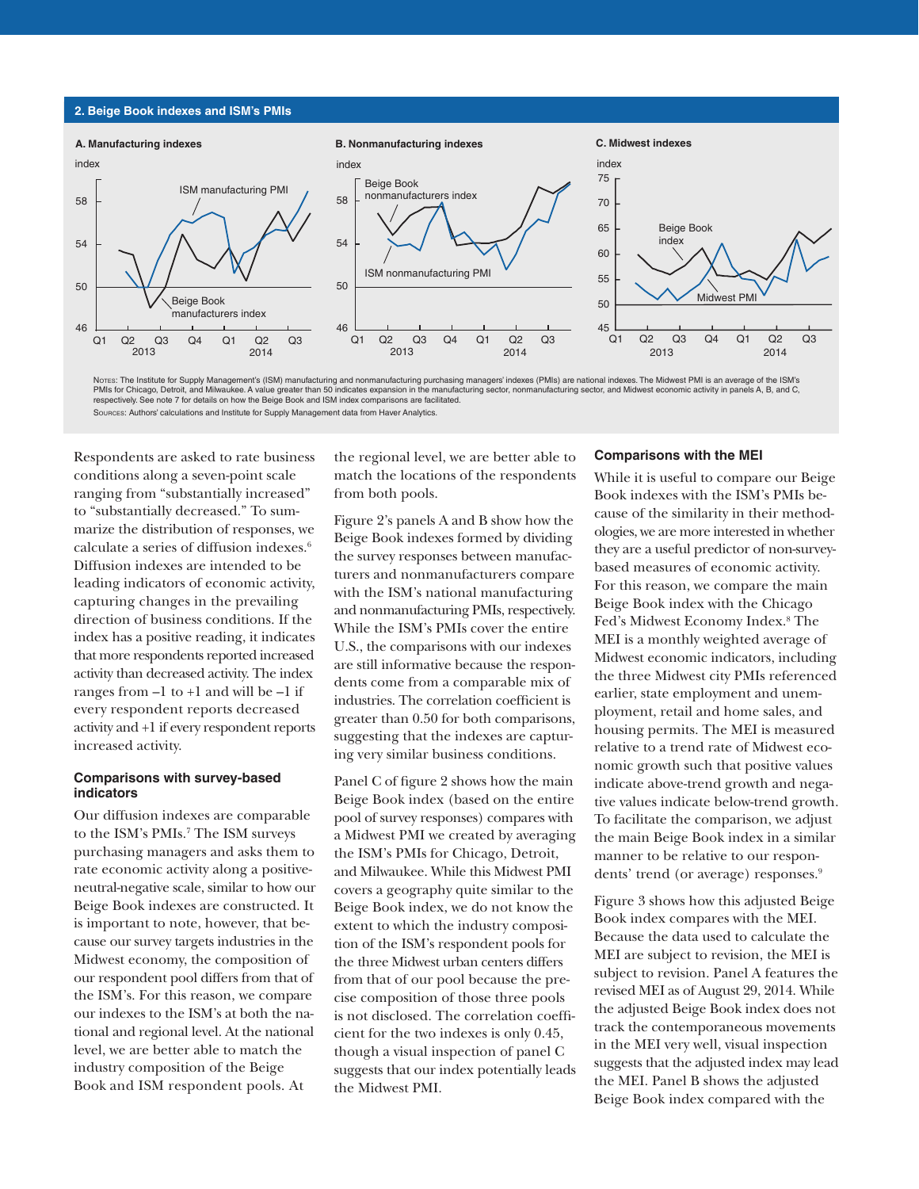**2. Beige Book indexes and ISM's PMIs**

**A. Manufacturing indexes**

index

58

54

50

46

ISM manufacturing PMI

Beige Book manufacturers index

Q1 Q2 Q3 Q4 Q1 Q2 Q3

2013 2014

**B. Nonmanufacturing indexes**

index

58

54

50

46

Beige Book nonmanufacturers index

ISM nonmanufacturing PMI

Q1 Q2 Q3 Q4 Q1 Q2 Q3

2013 2014

**C. Midwest indexes**

index

75

70

65

60

55

50

45

Beige Book index

Midwest PMI

Q1 Q2 Q3 Q4 Q1 Q2 Q3

2013 2014

Notes: The Institute for Supply Management's (ISM) manufacturing and nonmanufacturing purchasing managers' indexes (PMIs) are national indexes. The Midwest PMI is an average of the ISM's PMIs for Chicago, Detroit, and Milwaukee. A value greater than 50 indicates expansion in the manufacturing sector, nonmanufacturing sector, and Midwest economic activity in panels A, B, and C, respectively. See note 7 for details on how the Beige Book and ISM index comparisons are facilitated.

Sources: Authors' calculations and Institute for Supply Management data from Haver Analytics.

Respondents are asked to rate business conditions along a seven-point scale ranging from "substantially increased" to "substantially decreased." To summarize the distribution of responses, we calculate a series of diffusion indexes.[6] Diffusion indexes are intended to be leading indicators of economic activity, capturing changes in the prevailing direction of business conditions. If the index has a positive reading, it indicates that more respondents reported increased activity than decreased activity. The index ranges from –1 to +1 and will be –1 if every respondent reports decreased activity and +1 if every respondent reports increased activity.

### Comparisons with survey-based indicators

Our diffusion indexes are comparable to the ISM's PMIs.[7] The ISM surveys purchasing managers and asks them to rate economic activity along a positive-neutral-negative scale, similar to how our Beige Book indexes are constructed. It is important to note, however, that because our survey targets industries in the Midwest economy, the composition of our respondent pool differs from that of the ISM's. For this reason, we compare our indexes to the ISM's at both the national and regional level. At the national level, we are better able to match the industry composition of the Beige Book and ISM respondent pools. At the regional level, we are better able to match the locations of the respondents from both pools.

Figure 2's panels A and B show how the Beige Book indexes formed by dividing the survey responses between manufacturers and nonmanufacturers compare with the ISM's national manufacturing and nonmanufacturing PMIs, respectively. While the ISM's PMIs cover the entire U.S., the comparisons with our indexes are still informative because the respondents come from a comparable mix of industries. The correlation coefficient is greater than 0.50 for both comparisons, suggesting that the indexes are capturing very similar business conditions.

Panel C of figure 2 shows how the main Beige Book index (based on the entire pool of survey responses) compares with a Midwest PMI we created by averaging the ISM's PMIs for Chicago, Detroit, and Milwaukee. While this Midwest PMI covers a geography quite similar to the Beige Book index, we do not know the extent to which the industry composition of the ISM's respondent pools for the three Midwest urban centers differs from that of our pool because the precise composition of those three pools is not disclosed. The correlation coefficient for the two indexes is only 0.45, though a visual inspection of panel C suggests that our index potentially leads the Midwest PMI.

### Comparisons with the MEI

While it is useful to compare our Beige Book indexes with the ISM's PMIs because of the similarity in their methodologies, we are more interested in whether they are a useful predictor of non-survey-based measures of economic activity. For this reason, we compare the main Beige Book index with the Chicago Fed's Midwest Economy Index.[8] The MEI is a monthly weighted average of Midwest economic indicators, including the three Midwest city PMIs referenced earlier, state employment and unemployment, retail and home sales, and housing permits. The MEI is measured relative to a trend rate of Midwest economic growth such that positive values indicate above-trend growth and negative values indicate below-trend growth. To facilitate the comparison, we adjust the main Beige Book index in a similar manner to be relative to our respondents' trend (or average) responses.[9]

Figure 3 shows how this adjusted Beige Book index compares with the MEI. Because the data used to calculate the MEI are subject to revision, the MEI is subject to revision. Panel A features the revised MEI as of August 29, 2014. While the adjusted Beige Book index does not track the contemporaneous movements in the MEI very well, visual inspection suggests that the adjusted index may lead the MEI. Panel B shows the adjusted Beige Book index compared with the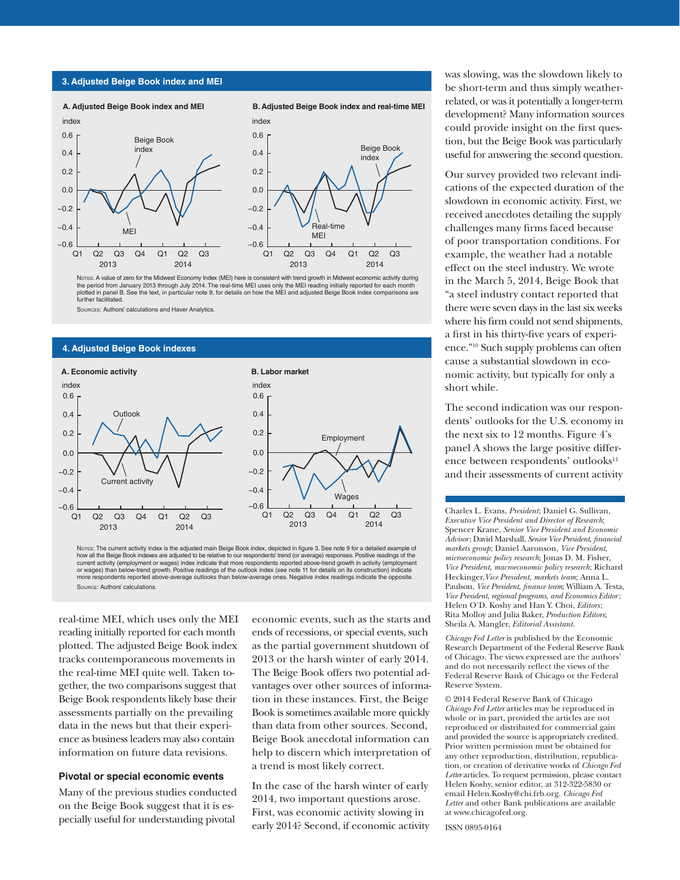### 3. Adjusted Beige Book index and MEI

A. Adjusted Beige Book index and MEI

index

0.6
0.4
0.2
0.0
−0.2
−0.4
−0.6

Beige Book index

MEI

Q1 Q2 Q3 Q4 Q1 Q2 Q3

2013 2014

B. Adjusted Beige Book index and real-time MEI

index

0.6
0.4
0.2
0.0
−0.2
−0.4
−0.6

Beige Book index

Real-time MEI

Q1 Q2 Q3 Q4 Q1 Q2 Q3

2013 2014

Notes: A value of zero for the Midwest Economy Index (MEI) here is consistent with trend growth in Midwest economic activity during the period from January 2013 through July 2014. The real-time MEI uses only the MEI reading initially reported for each month plotted in panel B. See the text, in particular note 9, for details on how the MEI and adjusted Beige Book index comparisons are further facilitated.

Sources: Authors' calculations and Haver Analytics.

### 4. Adjusted Beige Book indexes

A. Economic activity

index

0.6
0.4
0.2
0.0
−0.2
−0.4
−0.6

Outlook

Current activity

Q1 Q2 Q3 Q4 Q1 Q2 Q3

2013 2014

B. Labor market

index

0.6
0.4
0.2
0.0
−0.2
−0.4
−0.6

Employment

Wages

Q1 Q2 Q3 Q4 Q1 Q2 Q3

2013 2014

Notes: The current activity index is the adjusted main Beige Book index, depicted in figure 3. See note 9 for a detailed example of how all the Beige Book indexes are adjusted to be relative to our respondents' trend (or average) responses. Positive readings of the current activity (employment or wages) index indicate that more respondents reported above-trend growth in activity (employment or wages) than below-trend growth. Positive readings of the outlook index (see note 11 for details on its construction) indicate more respondents reported above-average outlooks than below-average ones. Negative index readings indicate the opposite.

Source: Authors' calculations.

real-time MEI, which uses only the MEI reading initially reported for each month plotted. The adjusted Beige Book index tracks contemporaneous movements in the real-time MEI quite well. Taken together, the two comparisons suggest that Beige Book respondents likely base their assessments partially on the prevailing data in the news but that their experience as business leaders may also contain information on future data revisions.

### Pivotal or special economic events

Many of the previous studies conducted on the Beige Book suggest that it is especially useful for understanding pivotal economic events, such as the starts and ends of recessions, or special events, such as the partial government shutdown of 2013 or the harsh winter of early 2014. The Beige Book offers two potential advantages over other sources of information in these instances. First, the Beige Book is sometimes available more quickly than data from other sources. Second, Beige Book anecdotal information can help to discern which interpretation of a trend is most likely correct.

In the case of the harsh winter of early 2014, two important questions arose. First, was economic activity slowing in early 2014? Second, if economic activity was slowing, was the slowdown likely to be short-term and thus simply weather-related, or was it potentially a longer-term development? Many information sources could provide insight on the first question, but the Beige Book was particularly useful for answering the second question.

Our survey provided two relevant indications of the expected duration of the slowdown in economic activity. First, we received anecdotes detailing the supply challenges many firms faced because of poor transportation conditions. For example, the weather had a notable effect on the steel industry. We wrote in the March 5, 2014, Beige Book that "a steel industry contact reported that there were seven days in the last six weeks where his firm could not send shipments, a first in his thirty-five years of experience."[10] Such supply problems can often cause a substantial slowdown in economic activity, but typically for only a short while.

The second indication was our respondents' outlooks for the U.S. economy in the next six to 12 months. Figure 4's panel A shows the large positive difference between respondents' outlooks[11] and their assessments of current activity

---

Charles L. Evans, *President*; Daniel G. Sullivan, *Executive Vice President and Director of Research*; Spencer Krane, *Senior Vice President and Economic Advisor*; David Marshall, *Senior Vice President, financial markets group*; Daniel Aaronson, *Vice President, microeconomic policy research*; Jonas D. M. Fisher, *Vice President, macroeconomic policy research*; Richard Heckinger, *Vice President, markets team*; Anna L. Paulson, *Vice President, finance team*; William A. Testa, *Vice President, regional programs, and Economics Editor*; Helen O'D. Koshy and Han Y. Choi, *Editors*; Rita Molloy and Julia Baker, *Production Editors*; Sheila A. Mangler, *Editorial Assistant.*

*Chicago Fed Letter* is published by the Economic Research Department of the Federal Reserve Bank of Chicago. The views expressed are the authors' and do not necessarily reflect the views of the Federal Reserve Bank of Chicago or the Federal Reserve System.

© 2014 Federal Reserve Bank of Chicago *Chicago Fed Letter* articles may be reproduced in whole or in part, provided the articles are not reproduced or distributed for commercial gain and provided the source is appropriately credited. Prior written permission must be obtained for any other reproduction, distribution, republication, or creation of derivative works of *Chicago Fed Letter* articles. To request permission, please contact Helen Koshy, senior editor, at 312-322-5830 or email Helen.Koshy@chi.frb.org. *Chicago Fed Letter* and other Bank publications are available at www.chicagofed.org.

ISSN 0895-0164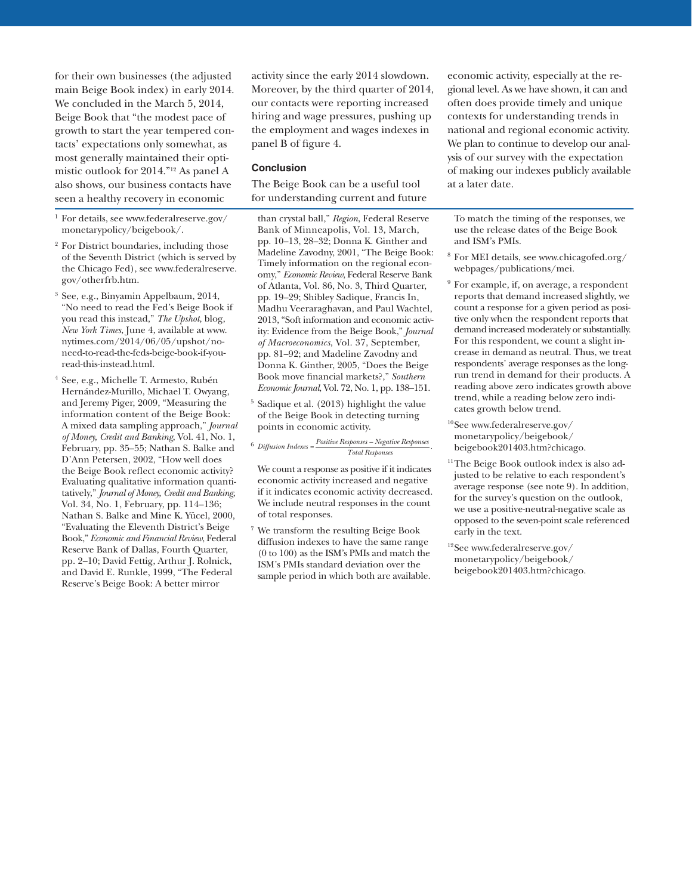for their own businesses (the adjusted main Beige Book index) in early 2014. We concluded in the March 5, 2014, Beige Book that "the modest pace of growth to start the year tempered contacts' expectations only somewhat, as most generally maintained their optimistic outlook for 2014."[12] As panel A also shows, our business contacts have seen a healthy recovery in economic activity since the early 2014 slowdown. Moreover, by the third quarter of 2014, our contacts were reporting increased hiring and wage pressures, pushing up the employment and wages indexes in panel B of figure 4.

### Conclusion

The Beige Book can be a useful tool for understanding current and future economic activity, especially at the regional level. As we have shown, it can and often does provide timely and unique contexts for understanding trends in national and regional economic activity. We plan to continue to develop our analysis of our survey with the expectation of making our indexes publicly available at a later date.

---

[1] For details, see www.federalreserve.gov/monetarypolicy/beigebook/.

[2] For District boundaries, including those of the Seventh District (which is served by the Chicago Fed), see www.federalreserve.gov/otherfrb.htm.

[3] See, e.g., Binyamin Appelbaum, 2014, "No need to read the Fed's Beige Book if you read this instead," *The Upshot*, blog, *New York Times*, June 4, available at www.nytimes.com/2014/06/05/upshot/no-need-to-read-the-feds-beige-book-if-you-read-this-instead.html.

[4] See, e.g., Michelle T. Armesto, Rubén Hernández-Murillo, Michael T. Owyang, and Jeremy Piger, 2009, "Measuring the information content of the Beige Book: A mixed data sampling approach," *Journal of Money, Credit and Banking*, Vol. 41, No. 1, February, pp. 35–55; Nathan S. Balke and D'Ann Petersen, 2002, "How well does the Beige Book reflect economic activity? Evaluating qualitative information quantitatively," *Journal of Money, Credit and Banking*, Vol. 34, No. 1, February, pp. 114–136; Nathan S. Balke and Mine K. Yücel, 2000, "Evaluating the Eleventh District's Beige Book," *Economic and Financial Review*, Federal Reserve Bank of Dallas, Fourth Quarter, pp. 2–10; David Fettig, Arthur J. Rolnick, and David E. Runkle, 1999, "The Federal Reserve's Beige Book: A better mirror than crystal ball," *Region*, Federal Reserve Bank of Minneapolis, Vol. 13, March, pp. 10–13, 28–32; Donna K. Ginther and Madeline Zavodny, 2001, "The Beige Book: Timely information on the regional economy," *Economic Review*, Federal Reserve Bank of Atlanta, Vol. 86, No. 3, Third Quarter, pp. 19–29; Shibley Sadique, Francis In, Madhu Veeraraghavan, and Paul Wachtel, 2013, "Soft information and economic activity: Evidence from the Beige Book," *Journal of Macroeconomics*, Vol. 37, September, pp. 81–92; and Madeline Zavodny and Donna K. Ginther, 2005, "Does the Beige Book move financial markets?," *Southern Economic Journal*, Vol. 72, No. 1, pp. 138–151.

[5] Sadique et al. (2013) highlight the value of the Beige Book in detecting turning points in economic activity.

[6] $Diffusion\ Indexes = \frac{Positive\ Responses - Negative\ Responses}{Total\ Responses}$.

We count a response as positive if it indicates economic activity increased and negative if it indicates economic activity decreased. We include neutral responses in the count of total responses.

[7] We transform the resulting Beige Book diffusion indexes to have the same range (0 to 100) as the ISM's PMIs and match the ISM's PMIs standard deviation over the sample period in which both are available. To match the timing of the responses, we use the release dates of the Beige Book and ISM's PMIs.

[8] For MEI details, see www.chicagofed.org/webpages/publications/mei.

[9] For example, if, on average, a respondent reports that demand increased slightly, we count a response for a given period as positive only when the respondent reports that demand increased moderately or substantially. For this respondent, we count a slight increase in demand as neutral. Thus, we treat respondents' average responses as the long-run trend in demand for their products. A reading above zero indicates growth above trend, while a reading below zero indicates growth below trend.

[10] See www.federalreserve.gov/monetarypolicy/beigebook/beigebook201403.htm?chicago.

[11] The Beige Book outlook index is also adjusted to be relative to each respondent's average response (see note 9). In addition, for the survey's question on the outlook, we use a positive-neutral-negative scale as opposed to the seven-point scale referenced early in the text.

[12] See www.federalreserve.gov/monetarypolicy/beigebook/beigebook201403.htm?chicago.